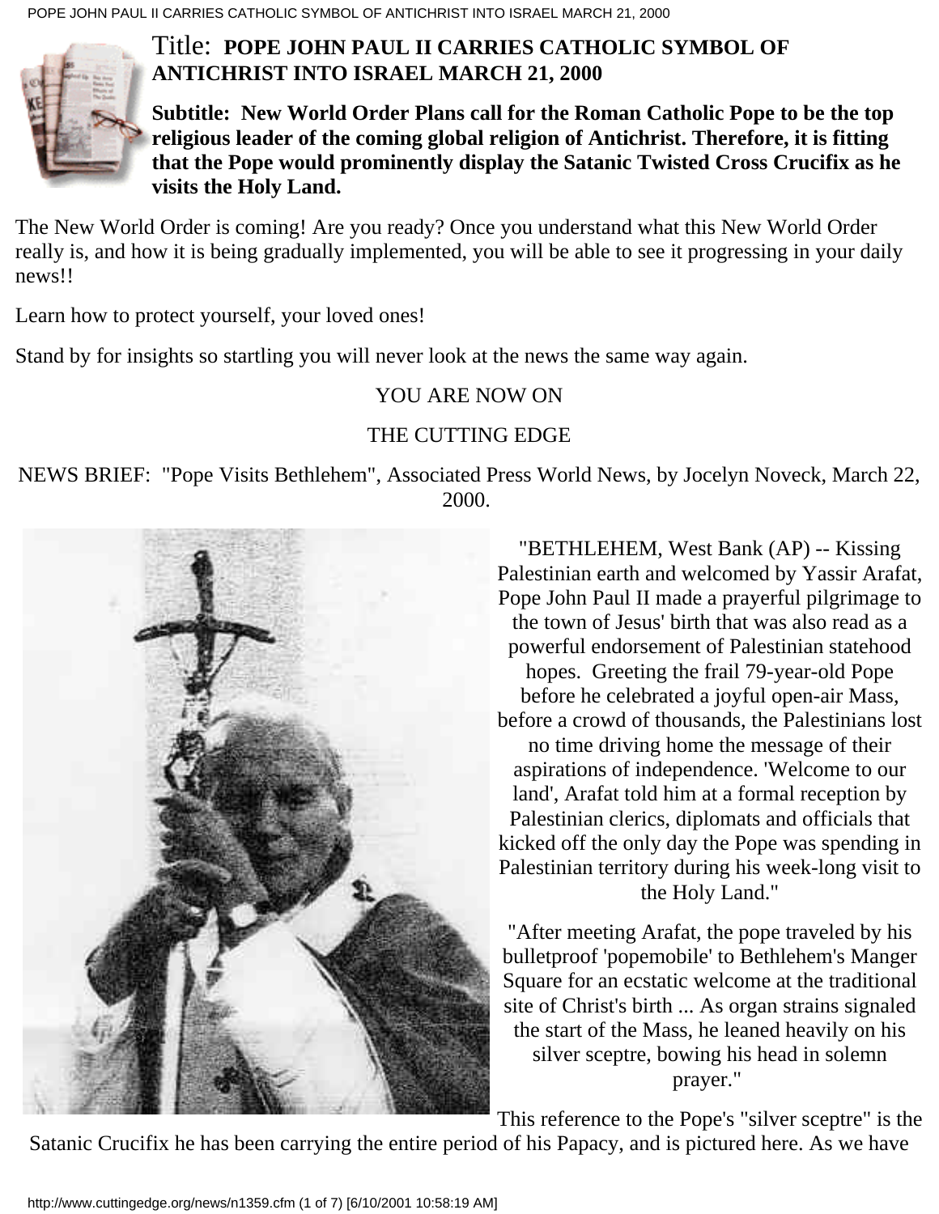# Title: **POPE JOHN PAUL II CARRIES CATHOLIC SYMBOL OF ANTICHRIST INTO ISRAEL MARCH 21, 2000**

**Subtitle: New World Order Plans call for the Roman Catholic Pope to be the top religious leader of the coming global religion of Antichrist. Therefore, it is fitting that the Pope would prominently display the Satanic Twisted Cross Crucifix as he visits the Holy Land.**

The New World Order is coming! Are you ready? Once you understand what this New World Order really is, and how it is being gradually implemented, you will be able to see it progressing in your daily news!!

Learn how to protect yourself, your loved ones!

Stand by for insights so startling you will never look at the news the same way again.

YOU ARE NOW ON

THE CUTTING EDGE

NEWS BRIEF: "Pope Visits Bethlehem", Associated Press World News, by Jocelyn Noveck, March 22, 2000.

"BETHLEHEM, West Bank (AP) -- Kissing Palestinian earth and welcomed by Yassir Arafat, Pope John Paul II made a prayerful pilgrimage to the town of Jesus' birth that was also read as a powerful endorsement of Palestinian statehood hopes. Greeting the frail 79-year-old Pope before he celebrated a joyful open-air Mass, before a crowd of thousands, the Palestinians lost no time driving home the message of their aspirations of independence. 'Welcome to our land', Arafat told him at a formal reception by Palestinian clerics, diplomats and officials that kicked off the only day the Pope was spending in Palestinian territory during his week-long visit to the Holy Land."

"After meeting Arafat, the pope traveled by his bulletproof 'popemobile' to Bethlehem's Manger Square for an ecstatic welcome at the traditional site of Christ's birth ... As organ strains signaled the start of the Mass, he leaned heavily on his silver sceptre, bowing his head in solemn prayer."

This reference to the Pope's "silver sceptre" is the Satanic Crucifix he has been carrying the entire period of his Papacy, and is pictured here. As we have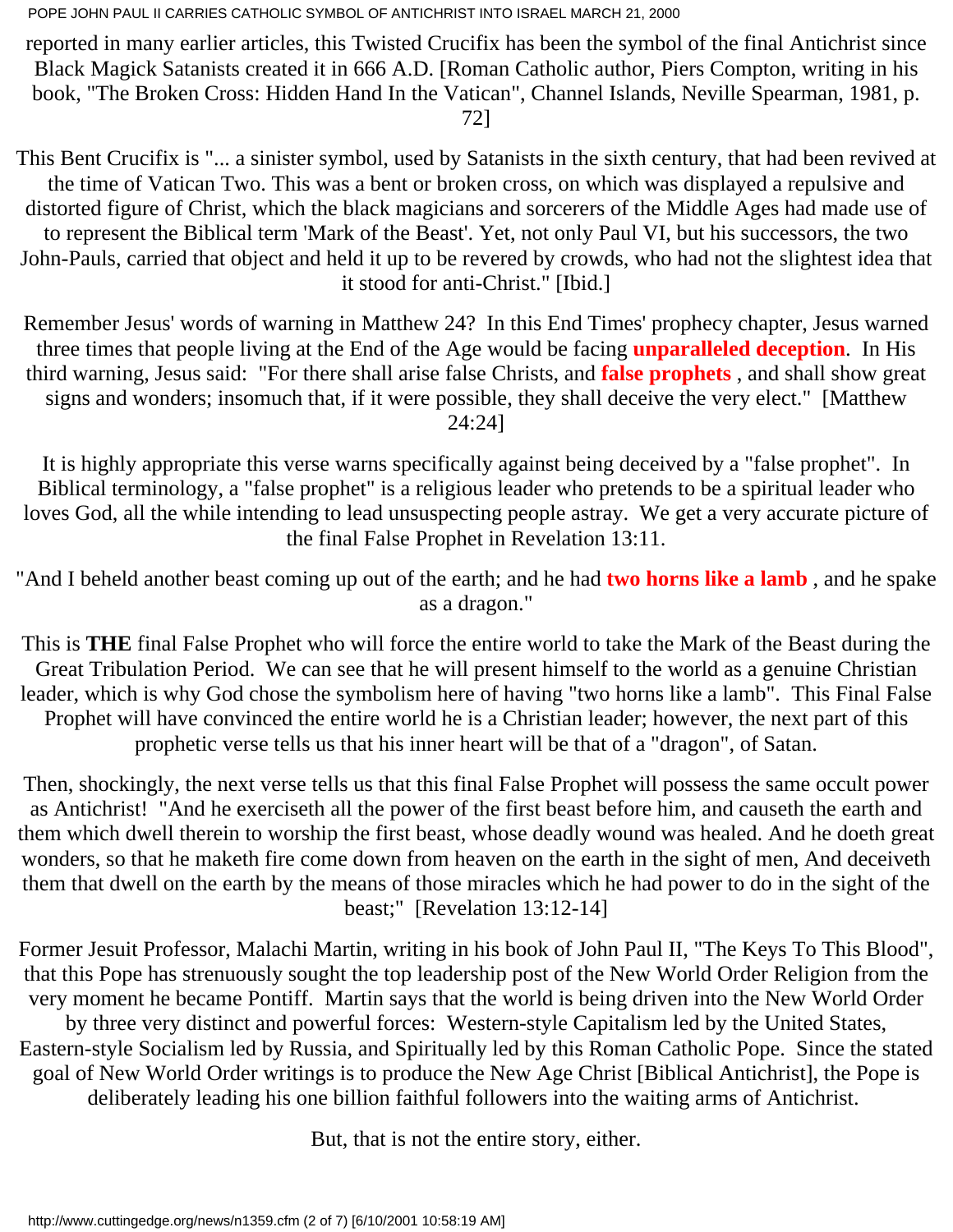reported in many earlier articles, this Twisted Crucifix has been the symbol of the final Antichrist since Black Magick Satanists created it in 666 A.D. [Roman Catholic author, Piers Compton, writing in his book, "The Broken Cross: Hidden Hand In the Vatican", Channel Islands, Neville Spearman, 1981, p. 72]

This Bent Crucifix is "... a sinister symbol, used by Satanists in the sixth century, that had been revived at the time of Vatican Two. This was a bent or broken cross, on which was displayed a repulsive and distorted figure of Christ, which the black magicians and sorcerers of the Middle Ages had made use of to represent the Biblical term 'Mark of the Beast'. Yet, not only Paul VI, but his successors, the two John-Pauls, carried that object and held it up to be revered by crowds, who had not the slightest idea that it stood for anti-Christ." [Ibid.]

Remember Jesus' words of warning in Matthew 24? In this End Times' prophecy chapter, Jesus warned three times that people living at the End of the Age would be facing **unparalleled deception**. In His third warning, Jesus said: "For there shall arise false Christs, and **false prophets** , and shall show great signs and wonders; insomuch that, if it were possible, they shall deceive the very elect." [Matthew 24:24]

It is highly appropriate this verse warns specifically against being deceived by a "false prophet". In Biblical terminology, a "false prophet" is a religious leader who pretends to be a spiritual leader who loves God, all the while intending to lead unsuspecting people astray. We get a very accurate picture of the final False Prophet in Revelation 13:11.

"And I beheld another beast coming up out of the earth; and he had **two horns like a lamb** , and he spake as a dragon."

This is **THE** final False Prophet who will force the entire world to take the Mark of the Beast during the Great Tribulation Period. We can see that he will present himself to the world as a genuine Christian leader, which is why God chose the symbolism here of having "two horns like a lamb". This Final False Prophet will have convinced the entire world he is a Christian leader; however, the next part of this prophetic verse tells us that his inner heart will be that of a "dragon", of Satan.

Then, shockingly, the next verse tells us that this final False Prophet will possess the same occult power as Antichrist! "And he exerciseth all the power of the first beast before him, and causeth the earth and them which dwell therein to worship the first beast, whose deadly wound was healed. And he doeth great wonders, so that he maketh fire come down from heaven on the earth in the sight of men, And deceiveth them that dwell on the earth by the means of those miracles which he had power to do in the sight of the beast;" [Revelation 13:12-14]

Former Jesuit Professor, Malachi Martin, writing in his book of John Paul II, "The Keys To This Blood", that this Pope has strenuously sought the top leadership post of the New World Order Religion from the very moment he became Pontiff. Martin says that the world is being driven into the New World Order by three very distinct and powerful forces: Western-style Capitalism led by the United States, Eastern-style Socialism led by Russia, and Spiritually led by this Roman Catholic Pope. Since the stated goal of New World Order writings is to produce the New Age Christ [Biblical Antichrist], the Pope is deliberately leading his one billion faithful followers into the waiting arms of Antichrist.

But, that is not the entire story, either.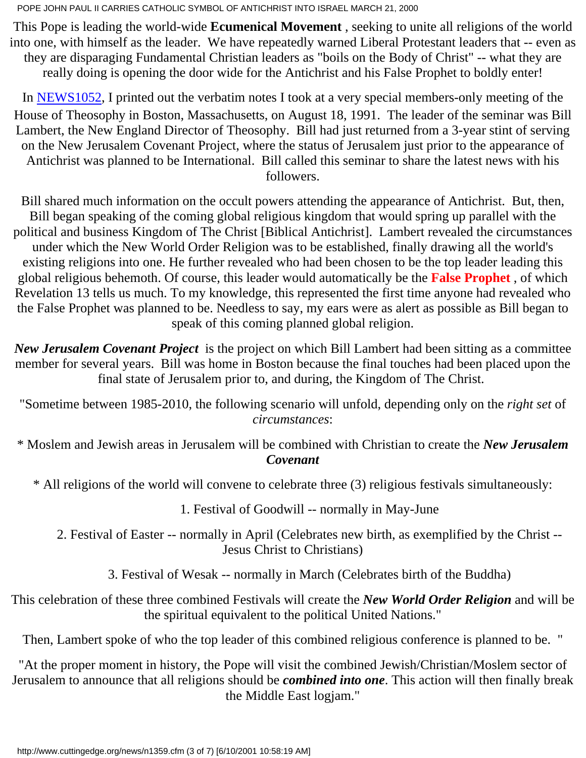This Pope is leading the world-wide **Ecumenical Movement** , seeking to unite all religions of the world into one, with himself as the leader. We have repeatedly warned Liberal Protestant leaders that -- even as they are disparaging Fundamental Christian leaders as "boils on the Body of Christ" -- what they are really doing is opening the door wide for the Antichrist and his False Prophet to boldly enter!

In NEWS1052, I printed out the verbatim notes I took at a very special members-only meeting of the House of Theosophy in Boston, Massachusetts, on August 18, 1991. The leader of the seminar was Bill Lambert, the New England Director of Theosophy. Bill had just returned from a 3-year stint of serving on the New Jerusalem Covenant Project, where the status of Jerusalem just prior to the appearance of Antichrist was planned to be International. Bill called this seminar to share the latest news with his followers.

Bill shared much information on the occult powers attending the appearance of Antichrist. But, then, Bill began speaking of the coming global religious kingdom that would spring up parallel with the political and business Kingdom of The Christ [Biblical Antichrist]. Lambert revealed the circumstances under which the New World Order Religion was to be established, finally drawing all the world's existing religions into one. He further revealed who had been chosen to be the top leader leading this global religious behemoth. Of course, this leader would automatically be the **False Prophet** , of which Revelation 13 tells us much. To my knowledge, this represented the first time anyone had revealed who the False Prophet was planned to be. Needless to say, my ears were as alert as possible as Bill began to speak of this coming planned global religion.

***New Jerusalem Covenant Project*** is the project on which Bill Lambert had been sitting as a committee member for several years. Bill was home in Boston because the final touches had been placed upon the final state of Jerusalem prior to, and during, the Kingdom of The Christ.

"Sometime between 1985-2010, the following scenario will unfold, depending only on the *right set* of *circumstances*:

* Moslem and Jewish areas in Jerusalem will be combined with Christian to create the ***New Jerusalem Covenant***

* All religions of the world will convene to celebrate three (3) religious festivals simultaneously:

1. Festival of Goodwill -- normally in May-June

2. Festival of Easter -- normally in April (Celebrates new birth, as exemplified by the Christ -- Jesus Christ to Christians)

3. Festival of Wesak -- normally in March (Celebrates birth of the Buddha)

This celebration of these three combined Festivals will create the ***New World Order Religion*** and will be the spiritual equivalent to the political United Nations."

Then, Lambert spoke of who the top leader of this combined religious conference is planned to be. "

"At the proper moment in history, the Pope will visit the combined Jewish/Christian/Moslem sector of Jerusalem to announce that all religions should be ***combined into one***. This action will then finally break the Middle East logjam."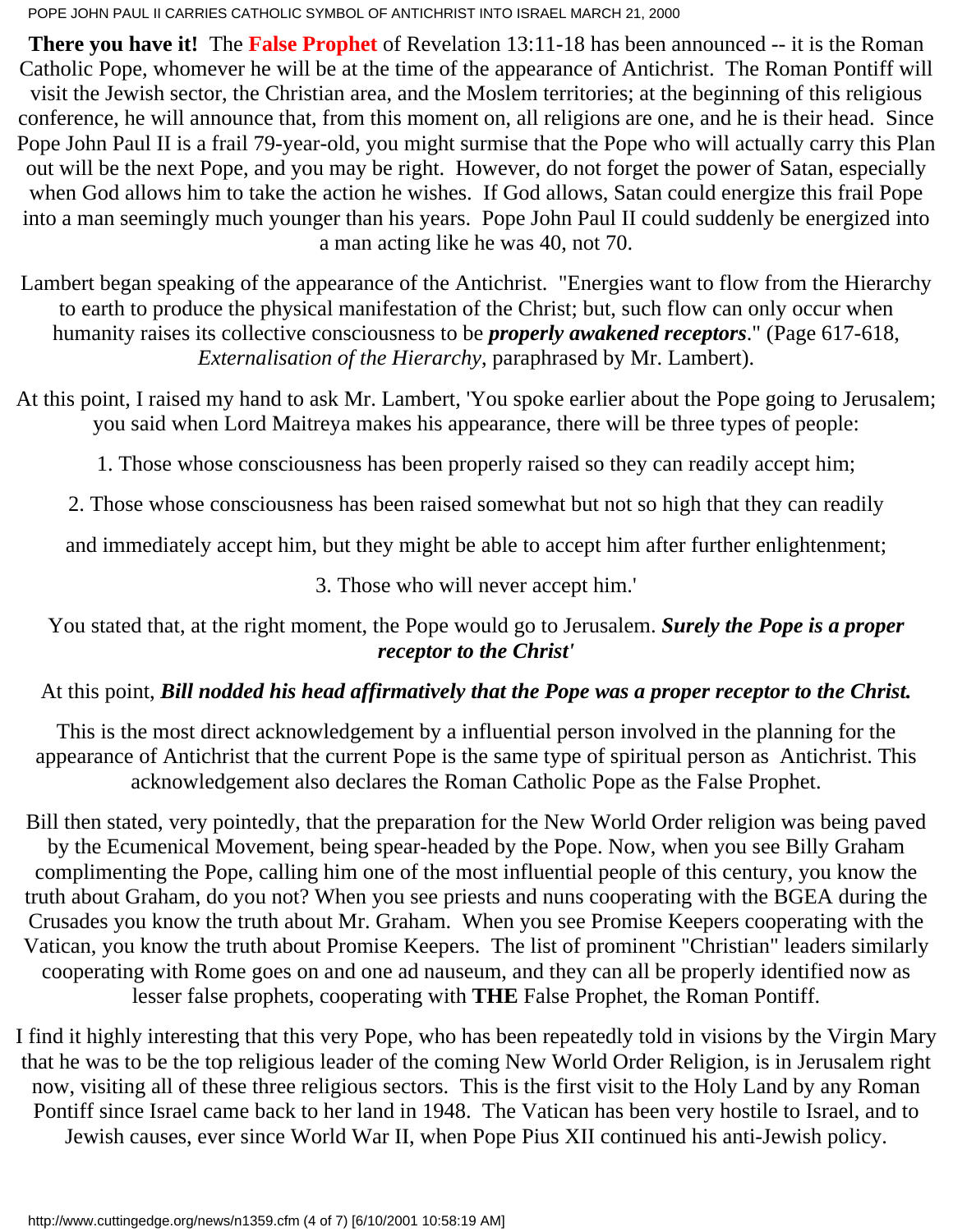**There you have it!** The **False Prophet** of Revelation 13:11-18 has been announced -- it is the Roman Catholic Pope, whomever he will be at the time of the appearance of Antichrist. The Roman Pontiff will visit the Jewish sector, the Christian area, and the Moslem territories; at the beginning of this religious conference, he will announce that, from this moment on, all religions are one, and he is their head. Since Pope John Paul II is a frail 79-year-old, you might surmise that the Pope who will actually carry this Plan out will be the next Pope, and you may be right. However, do not forget the power of Satan, especially when God allows him to take the action he wishes. If God allows, Satan could energize this frail Pope into a man seemingly much younger than his years. Pope John Paul II could suddenly be energized into a man acting like he was 40, not 70.

Lambert began speaking of the appearance of the Antichrist. "Energies want to flow from the Hierarchy to earth to produce the physical manifestation of the Christ; but, such flow can only occur when humanity raises its collective consciousness to be ***properly awakened receptors***." (Page 617-618, *Externalisation of the Hierarchy*, paraphrased by Mr. Lambert).

At this point, I raised my hand to ask Mr. Lambert, 'You spoke earlier about the Pope going to Jerusalem; you said when Lord Maitreya makes his appearance, there will be three types of people:

1. Those whose consciousness has been properly raised so they can readily accept him;

2. Those whose consciousness has been raised somewhat but not so high that they can readily

and immediately accept him, but they might be able to accept him after further enlightenment;

3. Those who will never accept him.'

You stated that, at the right moment, the Pope would go to Jerusalem. ***Surely the Pope is a proper receptor to the Christ'***

At this point, ***Bill nodded his head affirmatively that the Pope was a proper receptor to the Christ.***

This is the most direct acknowledgement by a influential person involved in the planning for the appearance of Antichrist that the current Pope is the same type of spiritual person as Antichrist. This acknowledgement also declares the Roman Catholic Pope as the False Prophet.

Bill then stated, very pointedly, that the preparation for the New World Order religion was being paved by the Ecumenical Movement, being spear-headed by the Pope. Now, when you see Billy Graham complimenting the Pope, calling him one of the most influential people of this century, you know the truth about Graham, do you not? When you see priests and nuns cooperating with the BGEA during the Crusades you know the truth about Mr. Graham. When you see Promise Keepers cooperating with the Vatican, you know the truth about Promise Keepers. The list of prominent "Christian" leaders similarly cooperating with Rome goes on and one ad nauseum, and they can all be properly identified now as lesser false prophets, cooperating with **THE** False Prophet, the Roman Pontiff.

I find it highly interesting that this very Pope, who has been repeatedly told in visions by the Virgin Mary that he was to be the top religious leader of the coming New World Order Religion, is in Jerusalem right now, visiting all of these three religious sectors. This is the first visit to the Holy Land by any Roman Pontiff since Israel came back to her land in 1948. The Vatican has been very hostile to Israel, and to Jewish causes, ever since World War II, when Pope Pius XII continued his anti-Jewish policy.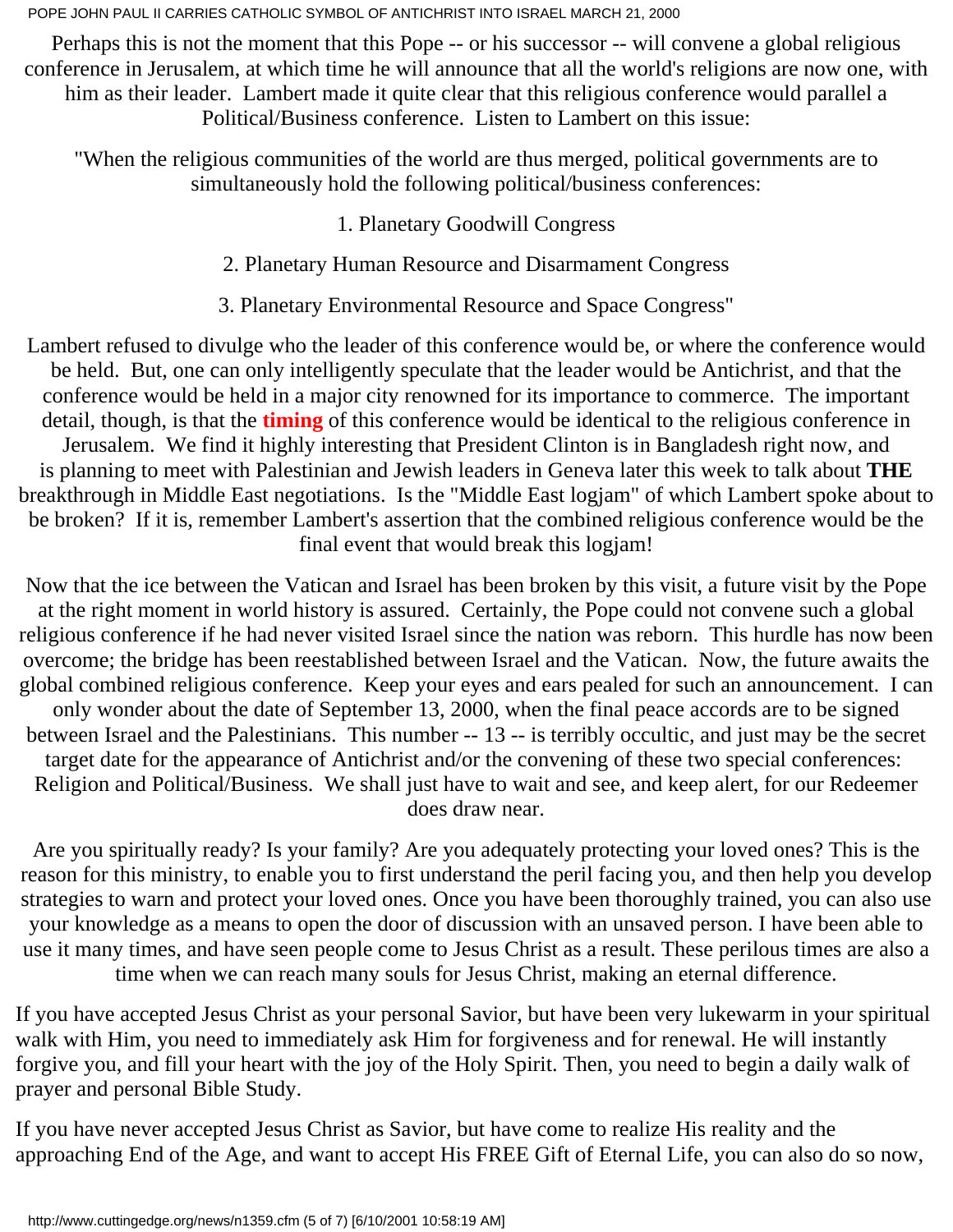Perhaps this is not the moment that this Pope -- or his successor -- will convene a global religious conference in Jerusalem, at which time he will announce that all the world's religions are now one, with him as their leader. Lambert made it quite clear that this religious conference would parallel a Political/Business conference. Listen to Lambert on this issue:

"When the religious communities of the world are thus merged, political governments are to simultaneously hold the following political/business conferences:

1. Planetary Goodwill Congress

2. Planetary Human Resource and Disarmament Congress

3. Planetary Environmental Resource and Space Congress"

Lambert refused to divulge who the leader of this conference would be, or where the conference would be held. But, one can only intelligently speculate that the leader would be Antichrist, and that the conference would be held in a major city renowned for its importance to commerce. The important detail, though, is that the **timing** of this conference would be identical to the religious conference in Jerusalem. We find it highly interesting that President Clinton is in Bangladesh right now, and is planning to meet with Palestinian and Jewish leaders in Geneva later this week to talk about **THE** breakthrough in Middle East negotiations. Is the "Middle East logjam" of which Lambert spoke about to be broken? If it is, remember Lambert's assertion that the combined religious conference would be the final event that would break this logjam!

Now that the ice between the Vatican and Israel has been broken by this visit, a future visit by the Pope at the right moment in world history is assured. Certainly, the Pope could not convene such a global religious conference if he had never visited Israel since the nation was reborn. This hurdle has now been overcome; the bridge has been reestablished between Israel and the Vatican. Now, the future awaits the global combined religious conference. Keep your eyes and ears pealed for such an announcement. I can only wonder about the date of September 13, 2000, when the final peace accords are to be signed between Israel and the Palestinians. This number -- 13 -- is terribly occultic, and just may be the secret target date for the appearance of Antichrist and/or the convening of these two special conferences: Religion and Political/Business. We shall just have to wait and see, and keep alert, for our Redeemer does draw near.

Are you spiritually ready? Is your family? Are you adequately protecting your loved ones? This is the reason for this ministry, to enable you to first understand the peril facing you, and then help you develop strategies to warn and protect your loved ones. Once you have been thoroughly trained, you can also use your knowledge as a means to open the door of discussion with an unsaved person. I have been able to use it many times, and have seen people come to Jesus Christ as a result. These perilous times are also a time when we can reach many souls for Jesus Christ, making an eternal difference.

If you have accepted Jesus Christ as your personal Savior, but have been very lukewarm in your spiritual walk with Him, you need to immediately ask Him for forgiveness and for renewal. He will instantly forgive you, and fill your heart with the joy of the Holy Spirit. Then, you need to begin a daily walk of prayer and personal Bible Study.

If you have never accepted Jesus Christ as Savior, but have come to realize His reality and the approaching End of the Age, and want to accept His FREE Gift of Eternal Life, you can also do so now,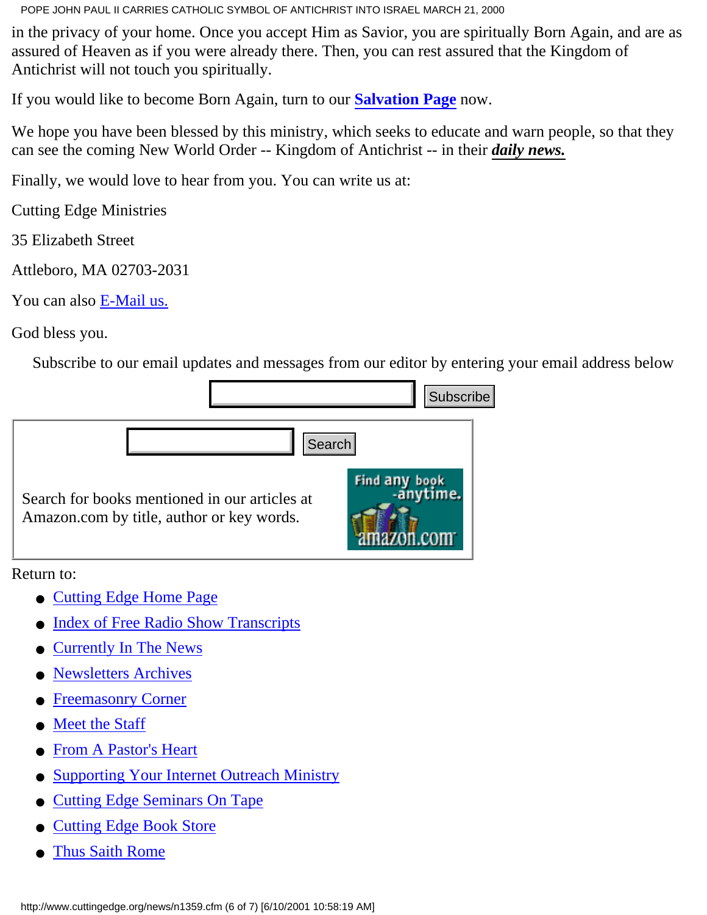in the privacy of your home. Once you accept Him as Savior, you are spiritually Born Again, and are as assured of Heaven as if you were already there. Then, you can rest assured that the Kingdom of Antichrist will not touch you spiritually.

If you would like to become Born Again, turn to our **Salvation Page** now.

We hope you have been blessed by this ministry, which seeks to educate and warn people, so that they can see the coming New World Order -- Kingdom of Antichrist -- in their ***daily news.***

Finally, we would love to hear from you. You can write us at:

Cutting Edge Ministries

35 Elizabeth Street

Attleboro, MA 02703-2031

You can also E-Mail us.

God bless you.

Subscribe to our email updates and messages from our editor by entering your email address below

Subscribe

Search

Search for books mentioned in our articles at Amazon.com by title, author or key words.

Find any book -anytime. amazon.com

Return to:

- Cutting Edge Home Page
- Index of Free Radio Show Transcripts
- Currently In The News
- Newsletters Archives
- Freemasonry Corner
- Meet the Staff
- From A Pastor's Heart
- Supporting Your Internet Outreach Ministry
- Cutting Edge Seminars On Tape
- Cutting Edge Book Store
- Thus Saith Rome